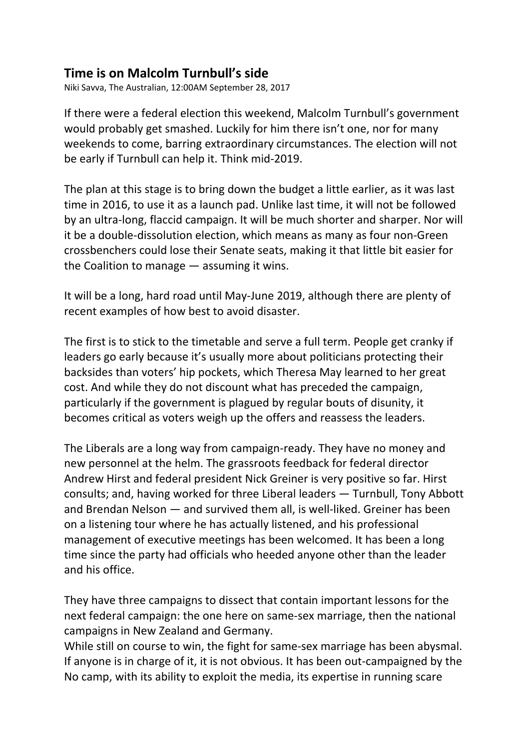## Time is on Malcolm Turnbull's side

Niki Savva, The Australian, 12:00AM September 28, 2017

If there were a federal election this weekend, Malcolm Turnbull's government would probably get smashed. Luckily for him there isn't one, nor for many weekends to come, barring extraordinary circumstances. The election will not be early if Turnbull can help it. Think mid-2019.

The plan at this stage is to bring down the budget a little earlier, as it was last time in 2016, to use it as a launch pad. Unlike last time, it will not be followed by an ultra-long, flaccid campaign. It will be much shorter and sharper. Nor will it be a double-dissolution election, which means as many as four non-Green crossbenchers could lose their Senate seats, making it that little bit easier for the Coalition to manage — assuming it wins.

It will be a long, hard road until May-June 2019, although there are plenty of recent examples of how best to avoid disaster.

The first is to stick to the timetable and serve a full term. People get cranky if leaders go early because it's usually more about politicians protecting their backsides than voters' hip pockets, which Theresa May learned to her great cost. And while they do not discount what has preceded the campaign, particularly if the government is plagued by regular bouts of disunity, it becomes critical as voters weigh up the offers and reassess the leaders.

The Liberals are a long way from campaign-ready. They have no money and new personnel at the helm. The grassroots feedback for federal director Andrew Hirst and federal president Nick Greiner is very positive so far. Hirst consults; and, having worked for three Liberal leaders — Turnbull, Tony Abbott and Brendan Nelson — and survived them all, is well-liked. Greiner has been on a listening tour where he has actually listened, and his professional management of executive meetings has been welcomed. It has been a long time since the party had officials who heeded anyone other than the leader and his office.

They have three campaigns to dissect that contain important lessons for the next federal campaign: the one here on same-sex marriage, then the national campaigns in New Zealand and Germany.

While still on course to win, the fight for same-sex marriage has been abysmal. If anyone is in charge of it, it is not obvious. It has been out-campaigned by the No camp, with its ability to exploit the media, its expertise in running scare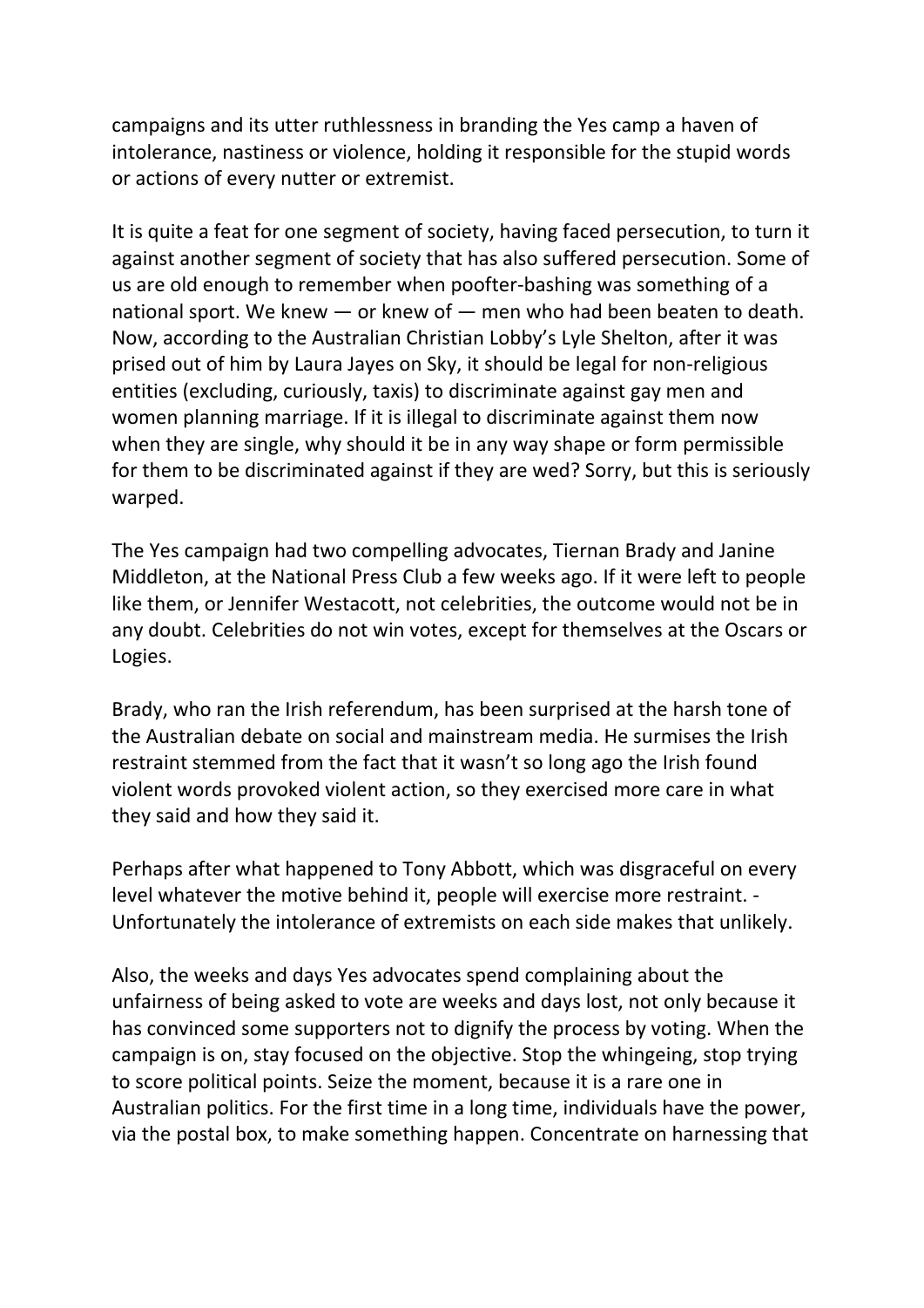campaigns and its utter ruthlessness in branding the Yes camp a haven of intolerance, nastiness or violence, holding it responsible for the stupid words or actions of every nutter or extremist.

It is quite a feat for one segment of society, having faced persecution, to turn it against another segment of society that has also suffered persecution. Some of us are old enough to remember when poofter-bashing was something of a national sport. We knew — or knew of — men who had been beaten to death. Now, according to the Australian Christian Lobby's Lyle Shelton, after it was prised out of him by Laura Jayes on Sky, it should be legal for non-religious entities (excluding, curiously, taxis) to discriminate against gay men and women planning marriage. If it is illegal to discriminate against them now when they are single, why should it be in any way shape or form permissible for them to be discriminated against if they are wed? Sorry, but this is seriously warped.

The Yes campaign had two compelling advocates, Tiernan Brady and Janine Middleton, at the National Press Club a few weeks ago. If it were left to people like them, or Jennifer Westacott, not celebrities, the outcome would not be in any doubt. Celebrities do not win votes, except for themselves at the Oscars or Logies.

Brady, who ran the Irish referendum, has been surprised at the harsh tone of the Australian debate on social and mainstream media. He surmises the Irish restraint stemmed from the fact that it wasn't so long ago the Irish found violent words provoked violent action, so they exercised more care in what they said and how they said it.

Perhaps after what happened to Tony Abbott, which was disgraceful on every level whatever the motive behind it, people will exercise more restraint. - Unfortunately the intolerance of extremists on each side makes that unlikely.

Also, the weeks and days Yes advocates spend complaining about the unfairness of being asked to vote are weeks and days lost, not only because it has convinced some supporters not to dignify the process by voting. When the campaign is on, stay focused on the objective. Stop the whingeing, stop trying to score political points. Seize the moment, because it is a rare one in Australian politics. For the first time in a long time, individuals have the power, via the postal box, to make something happen. Concentrate on harnessing that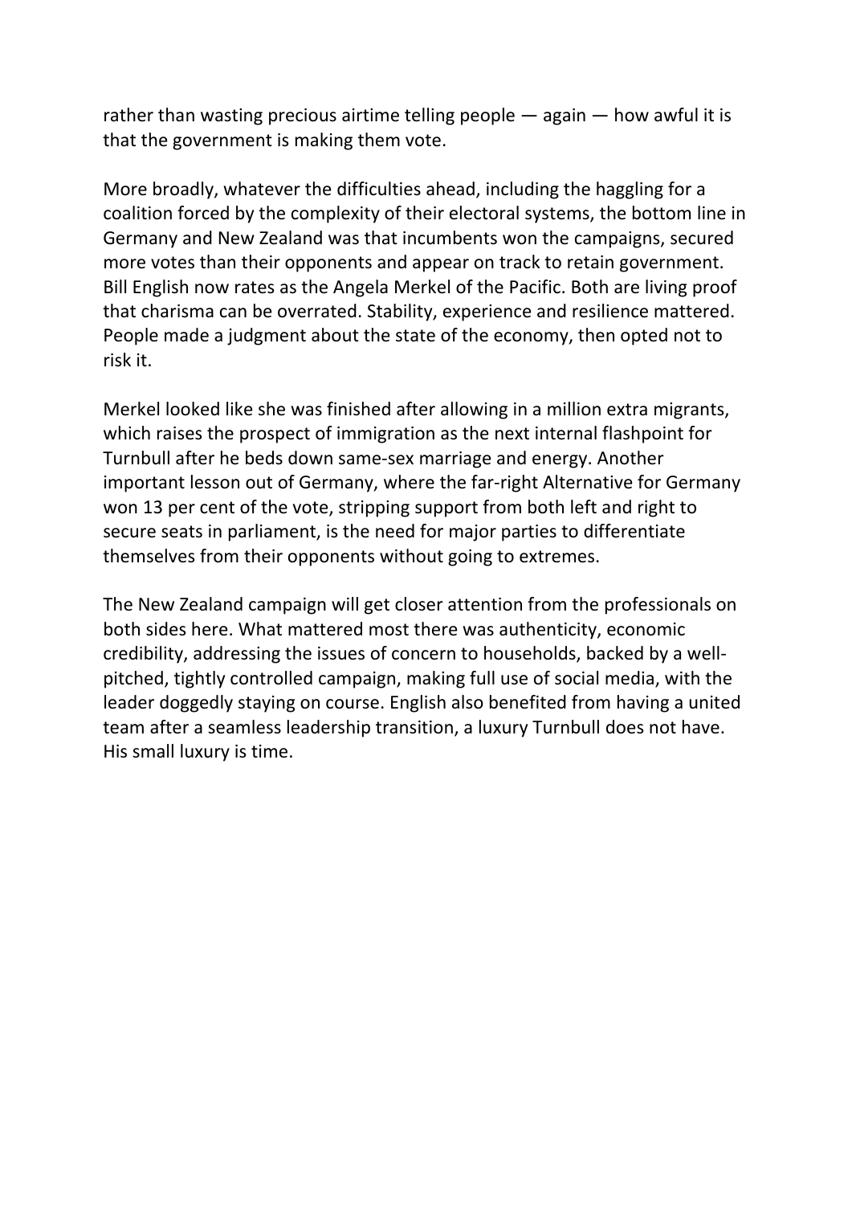rather than wasting precious airtime telling people — again — how awful it is that the government is making them vote.

More broadly, whatever the difficulties ahead, including the haggling for a coalition forced by the complexity of their electoral systems, the bottom line in Germany and New Zealand was that incumbents won the campaigns, secured more votes than their opponents and appear on track to retain government. Bill English now rates as the Angela Merkel of the Pacific. Both are living proof that charisma can be overrated. Stability, experience and resilience mattered. People made a judgment about the state of the economy, then opted not to risk it.

Merkel looked like she was finished after allowing in a million extra migrants, which raises the prospect of immigration as the next internal flashpoint for Turnbull after he beds down same-sex marriage and energy. Another important lesson out of Germany, where the far-right Alternative for Germany won 13 per cent of the vote, stripping support from both left and right to secure seats in parliament, is the need for major parties to differentiate themselves from their opponents without going to extremes.

The New Zealand campaign will get closer attention from the professionals on both sides here. What mattered most there was authenticity, economic credibility, addressing the issues of concern to households, backed by a well-pitched, tightly controlled campaign, making full use of social media, with the leader doggedly staying on course. English also benefited from having a united team after a seamless leadership transition, a luxury Turnbull does not have. His small luxury is time.